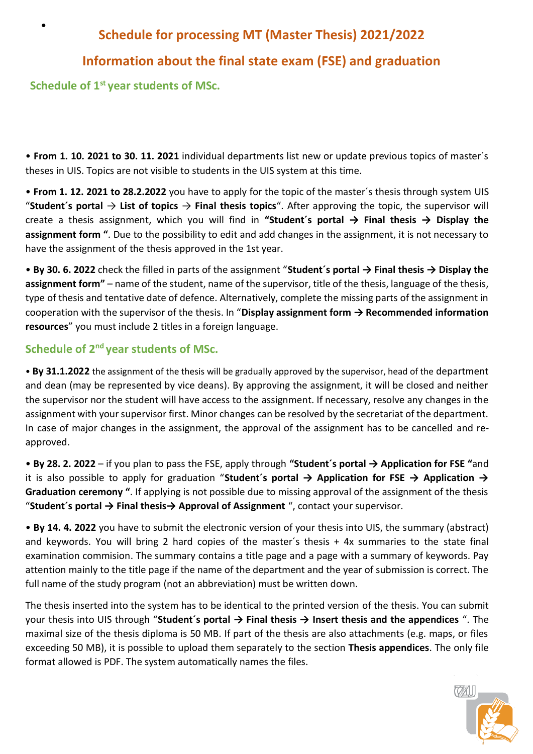# Schedule for processing MT (Master Thesis) 2021/2022

## Information about the final state exam (FSE) and graduation

### Schedule of 1st year students of MSc.

• **From 1. 10. 2021 to 30. 11. 2021** individual departments list new or update previous topics of master´s theses in UIS. Topics are not visible to students in the UIS system at this time.

• **From 1. 12. 2021 to 28.2.2022** you have to apply for the topic of the master´s thesis through system UIS "**Student´s portal** → **List of topics** → **Final thesis topics**". After approving the topic, the supervisor will create a thesis assignment, which you will find in **"Student´s portal → Final thesis → Display the assignment form "**. Due to the possibility to edit and add changes in the assignment, it is not necessary to have the assignment of the thesis approved in the 1st year.

• **By 30. 6. 2022** check the filled in parts of the assignment "**Student´s portal → Final thesis → Display the assignment form"** – name of the student, name of the supervisor, title of the thesis, language of the thesis, type of thesis and tentative date of defence. Alternatively, complete the missing parts of the assignment in cooperation with the supervisor of the thesis. In "**Display assignment form → Recommended information resources**" you must include 2 titles in a foreign language.

### Schedule of 2nd year students of MSc.

• **By 31.1.2022** the assignment of the thesis will be gradually approved by the supervisor, head of the department and dean (may be represented by vice deans). By approving the assignment, it will be closed and neither the supervisor nor the student will have access to the assignment. If necessary, resolve any changes in the assignment with your supervisor first. Minor changes can be resolved by the secretariat of the department. In case of major changes in the assignment, the approval of the assignment has to be cancelled and re-approved.

• **By 28. 2. 2022** – if you plan to pass the FSE, apply through **"Student´s portal → Application for FSE "**and it is also possible to apply for graduation "**Student´s portal → Application for FSE → Application → Graduation ceremony "**. If applying is not possible due to missing approval of the assignment of the thesis "**Student´s portal → Final thesis→ Approval of Assignment** ", contact your supervisor.

• **By 14. 4. 2022** you have to submit the electronic version of your thesis into UIS, the summary (abstract) and keywords. You will bring 2 hard copies of the master´s thesis + 4x summaries to the state final examination commision. The summary contains a title page and a page with a summary of keywords. Pay attention mainly to the title page if the name of the department and the year of submission is correct. The full name of the study program (not an abbreviation) must be written down.

The thesis inserted into the system has to be identical to the printed version of the thesis. You can submit your thesis into UIS through "**Student´s portal → Final thesis → Insert thesis and the appendices** ". The maximal size of the thesis diploma is 50 MB. If part of the thesis are also attachments (e.g. maps, or files exceeding 50 MB), it is possible to upload them separately to the section **Thesis appendices**. The only file format allowed is PDF. The system automatically names the files.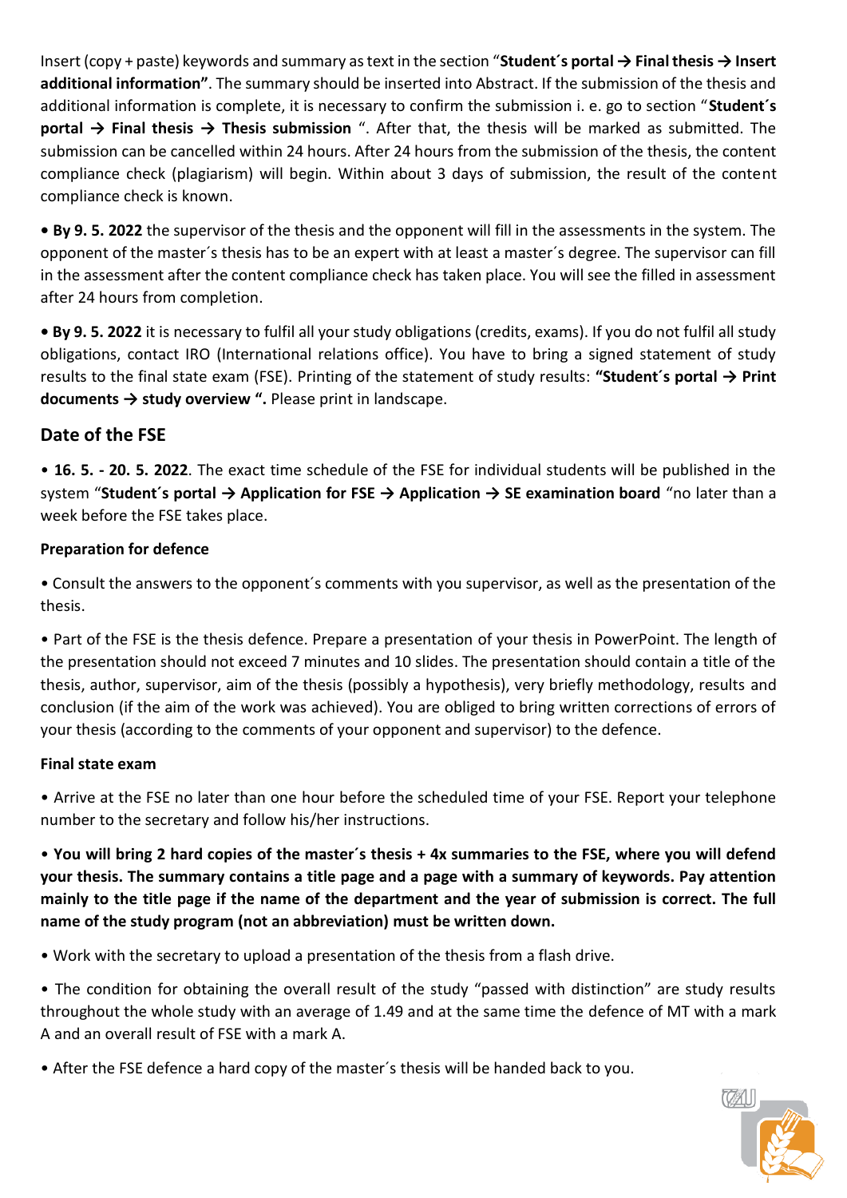Insert (copy + paste) keywords and summary as text in the section "**Student´s portal → Final thesis → Insert additional information"**. The summary should be inserted into Abstract. If the submission of the thesis and additional information is complete, it is necessary to confirm the submission i. e. go to section "**Student´s portal → Final thesis → Thesis submission** ". After that, the thesis will be marked as submitted. The submission can be cancelled within 24 hours. After 24 hours from the submission of the thesis, the content compliance check (plagiarism) will begin. Within about 3 days of submission, the result of the content compliance check is known.

• **By 9. 5. 2022** the supervisor of the thesis and the opponent will fill in the assessments in the system. The opponent of the master´s thesis has to be an expert with at least a master´s degree. The supervisor can fill in the assessment after the content compliance check has taken place. You will see the filled in assessment after 24 hours from completion.

• **By 9. 5. 2022** it is necessary to fulfil all your study obligations (credits, exams). If you do not fulfil all study obligations, contact IRO (International relations office). You have to bring a signed statement of study results to the final state exam (FSE). Printing of the statement of study results: **"Student´s portal → Print documents → study overview ".** Please print in landscape.

## Date of the FSE

• **16. 5. - 20. 5. 2022**. The exact time schedule of the FSE for individual students will be published in the system "**Student´s portal → Application for FSE → Application → SE examination board** "no later than a week before the FSE takes place.

**Preparation for defence**

• Consult the answers to the opponent´s comments with you supervisor, as well as the presentation of the thesis.

• Part of the FSE is the thesis defence. Prepare a presentation of your thesis in PowerPoint. The length of the presentation should not exceed 7 minutes and 10 slides. The presentation should contain a title of the thesis, author, supervisor, aim of the thesis (possibly a hypothesis), very briefly methodology, results and conclusion (if the aim of the work was achieved). You are obliged to bring written corrections of errors of your thesis (according to the comments of your opponent and supervisor) to the defence.

**Final state exam**

• Arrive at the FSE no later than one hour before the scheduled time of your FSE. Report your telephone number to the secretary and follow his/her instructions.

**• You will bring 2 hard copies of the master´s thesis + 4x summaries to the FSE, where you will defend your thesis. The summary contains a title page and a page with a summary of keywords. Pay attention mainly to the title page if the name of the department and the year of submission is correct. The full name of the study program (not an abbreviation) must be written down.**

• Work with the secretary to upload a presentation of the thesis from a flash drive.

• The condition for obtaining the overall result of the study "passed with distinction" are study results throughout the whole study with an average of 1.49 and at the same time the defence of MT with a mark A and an overall result of FSE with a mark A.

• After the FSE defence a hard copy of the master´s thesis will be handed back to you.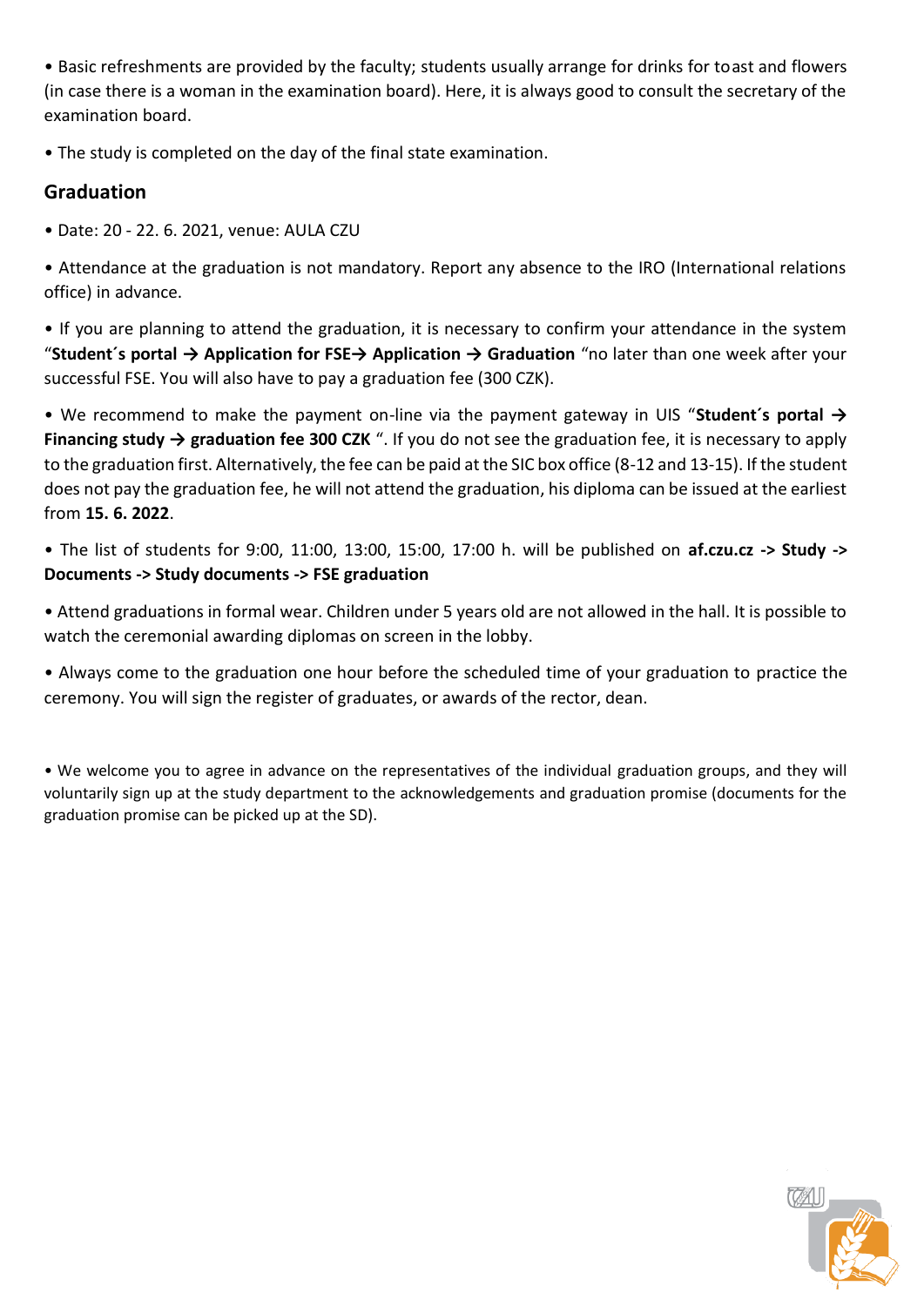• Basic refreshments are provided by the faculty; students usually arrange for drinks for toast and flowers (in case there is a woman in the examination board). Here, it is always good to consult the secretary of the examination board.

• The study is completed on the day of the final state examination.

## Graduation

• Date: 20 - 22. 6. 2021, venue: AULA CZU

• Attendance at the graduation is not mandatory. Report any absence to the IRO (International relations office) in advance.

• If you are planning to attend the graduation, it is necessary to confirm your attendance in the system "**Student´s portal → Application for FSE→ Application → Graduation** "no later than one week after your successful FSE. You will also have to pay a graduation fee (300 CZK).

• We recommend to make the payment on-line via the payment gateway in UIS "**Student´s portal → Financing study → graduation fee 300 CZK** ". If you do not see the graduation fee, it is necessary to apply to the graduation first. Alternatively, the fee can be paid at the SIC box office (8-12 and 13-15). If the student does not pay the graduation fee, he will not attend the graduation, his diploma can be issued at the earliest from **15. 6. 2022**.

• The list of students for 9:00, 11:00, 13:00, 15:00, 17:00 h. will be published on **af.czu.cz -> Study -> Documents -> Study documents -> FSE graduation**

• Attend graduations in formal wear. Children under 5 years old are not allowed in the hall. It is possible to watch the ceremonial awarding diplomas on screen in the lobby.

• Always come to the graduation one hour before the scheduled time of your graduation to practice the ceremony. You will sign the register of graduates, or awards of the rector, dean.

• We welcome you to agree in advance on the representatives of the individual graduation groups, and they will voluntarily sign up at the study department to the acknowledgements and graduation promise (documents for the graduation promise can be picked up at the SD).